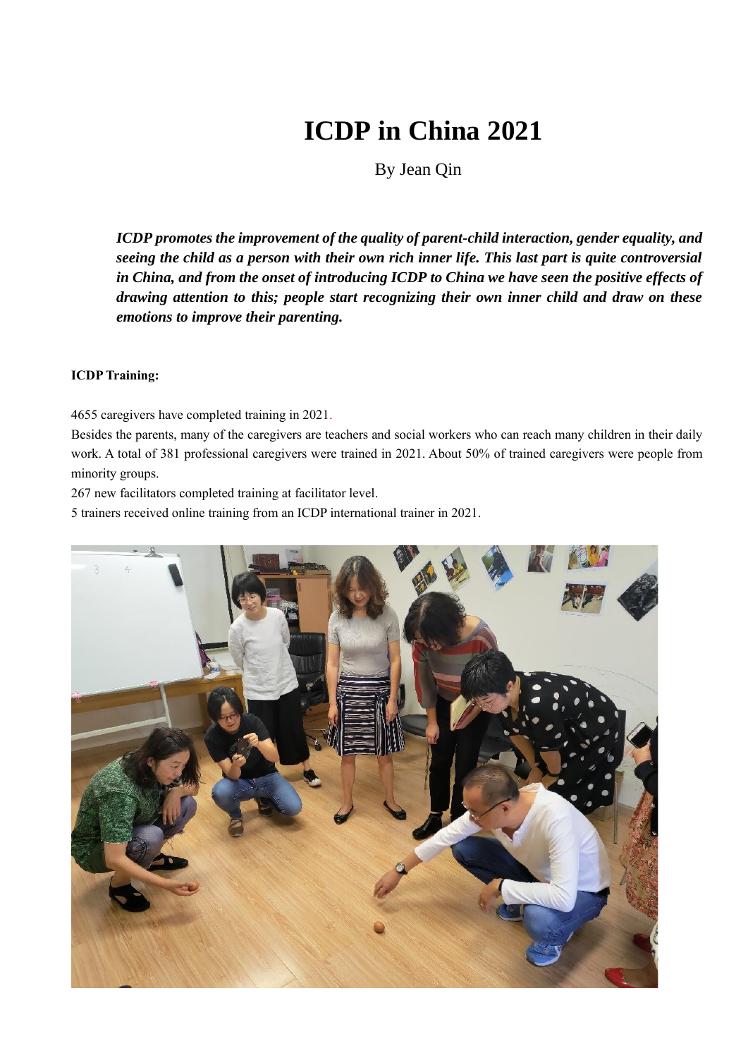# ICDP in China 2021

By Jean Qin

***ICDP promotes the improvement of the quality of parent-child interaction, gender equality, and seeing the child as a person with their own rich inner life. This last part is quite controversial in China, and from the onset of introducing ICDP to China we have seen the positive effects of drawing attention to this; people start recognizing their own inner child and draw on these emotions to improve their parenting.***

**ICDP Training:**

4655 caregivers have completed training in 2021.

Besides the parents, many of the caregivers are teachers and social workers who can reach many children in their daily work. A total of 381 professional caregivers were trained in 2021. About 50% of trained caregivers were people from minority groups.

267 new facilitators completed training at facilitator level.

5 trainers received online training from an ICDP international trainer in 2021.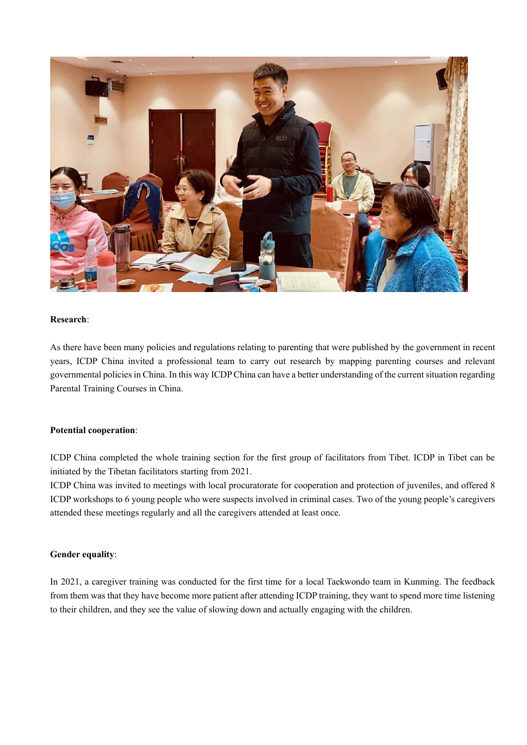**Research**:

As there have been many policies and regulations relating to parenting that were published by the government in recent years, ICDP China invited a professional team to carry out research by mapping parenting courses and relevant governmental policies in China. In this way ICDP China can have a better understanding of the current situation regarding Parental Training Courses in China.

**Potential cooperation**:

ICDP China completed the whole training section for the first group of facilitators from Tibet. ICDP in Tibet can be initiated by the Tibetan facilitators starting from 2021.

ICDP China was invited to meetings with local procuratorate for cooperation and protection of juveniles, and offered 8 ICDP workshops to 6 young people who were suspects involved in criminal cases. Two of the young people's caregivers attended these meetings regularly and all the caregivers attended at least once.

**Gender equality**:

In 2021, a caregiver training was conducted for the first time for a local Taekwondo team in Kunming. The feedback from them was that they have become more patient after attending ICDP training, they want to spend more time listening to their children, and they see the value of slowing down and actually engaging with the children.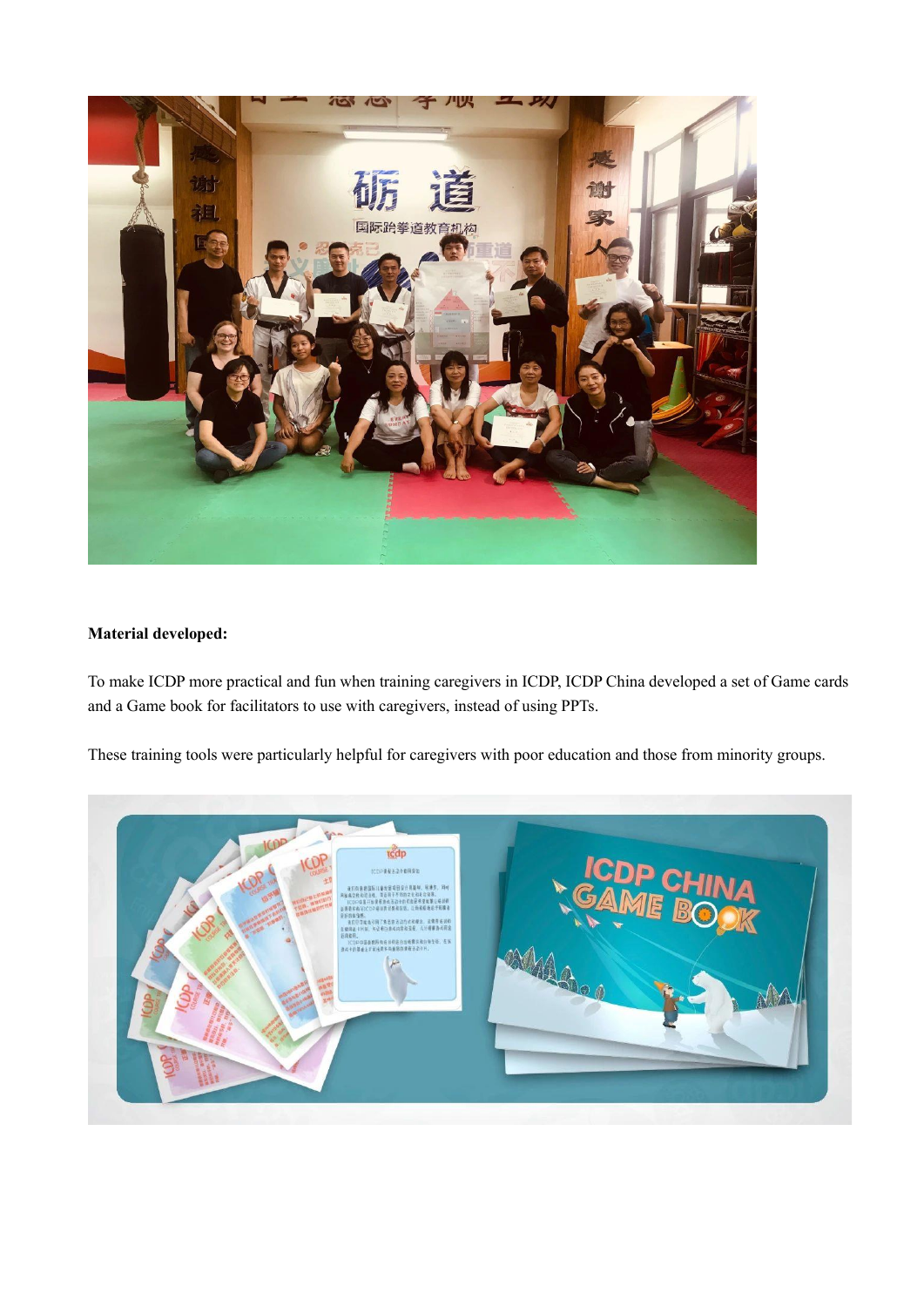**Material developed:**

To make ICDP more practical and fun when training caregivers in ICDP, ICDP China developed a set of Game cards and a Game book for facilitators to use with caregivers, instead of using PPTs.

These training tools were particularly helpful for caregivers with poor education and those from minority groups.